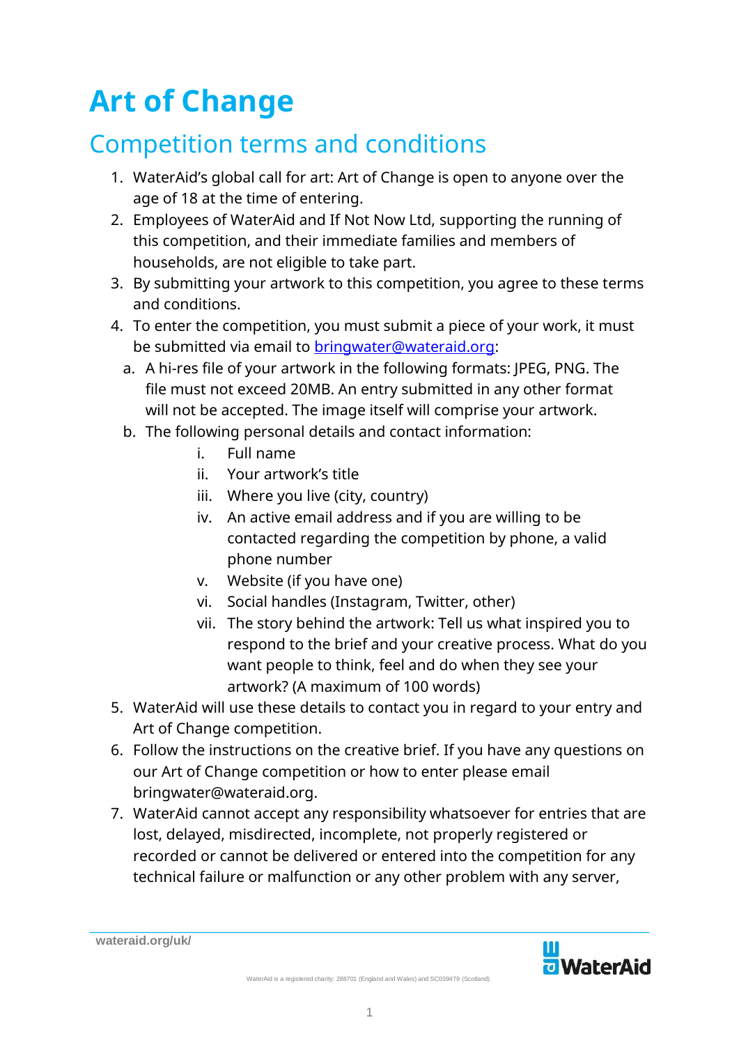# Art of Change

## Competition terms and conditions

1. WaterAid's global call for art: Art of Change is open to anyone over the age of 18 at the time of entering.
2. Employees of WaterAid and If Not Now Ltd, supporting the running of this competition, and their immediate families and members of households, are not eligible to take part.
3. By submitting your artwork to this competition, you agree to these terms and conditions.
4. To enter the competition, you must submit a piece of your work, it must be submitted via email to [bringwater@wateraid.org](mailto:bringwater@wateraid.org):
   a. A hi-res file of your artwork in the following formats: JPEG, PNG. The file must not exceed 20MB. An entry submitted in any other format will not be accepted. The image itself will comprise your artwork.
   b. The following personal details and contact information:
      i. Full name
      ii. Your artwork's title
      iii. Where you live (city, country)
      iv. An active email address and if you are willing to be contacted regarding the competition by phone, a valid phone number
      v. Website (if you have one)
      vi. Social handles (Instagram, Twitter, other)
      vii. The story behind the artwork: Tell us what inspired you to respond to the brief and your creative process. What do you want people to think, feel and do when they see your artwork? (A maximum of 100 words)
5. WaterAid will use these details to contact you in regard to your entry and Art of Change competition.
6. Follow the instructions on the creative brief. If you have any questions on our Art of Change competition or how to enter please email bringwater@wateraid.org.
7. WaterAid cannot accept any responsibility whatsoever for entries that are lost, delayed, misdirected, incomplete, not properly registered or recorded or cannot be delivered or entered into the competition for any technical failure or malfunction or any other problem with any server,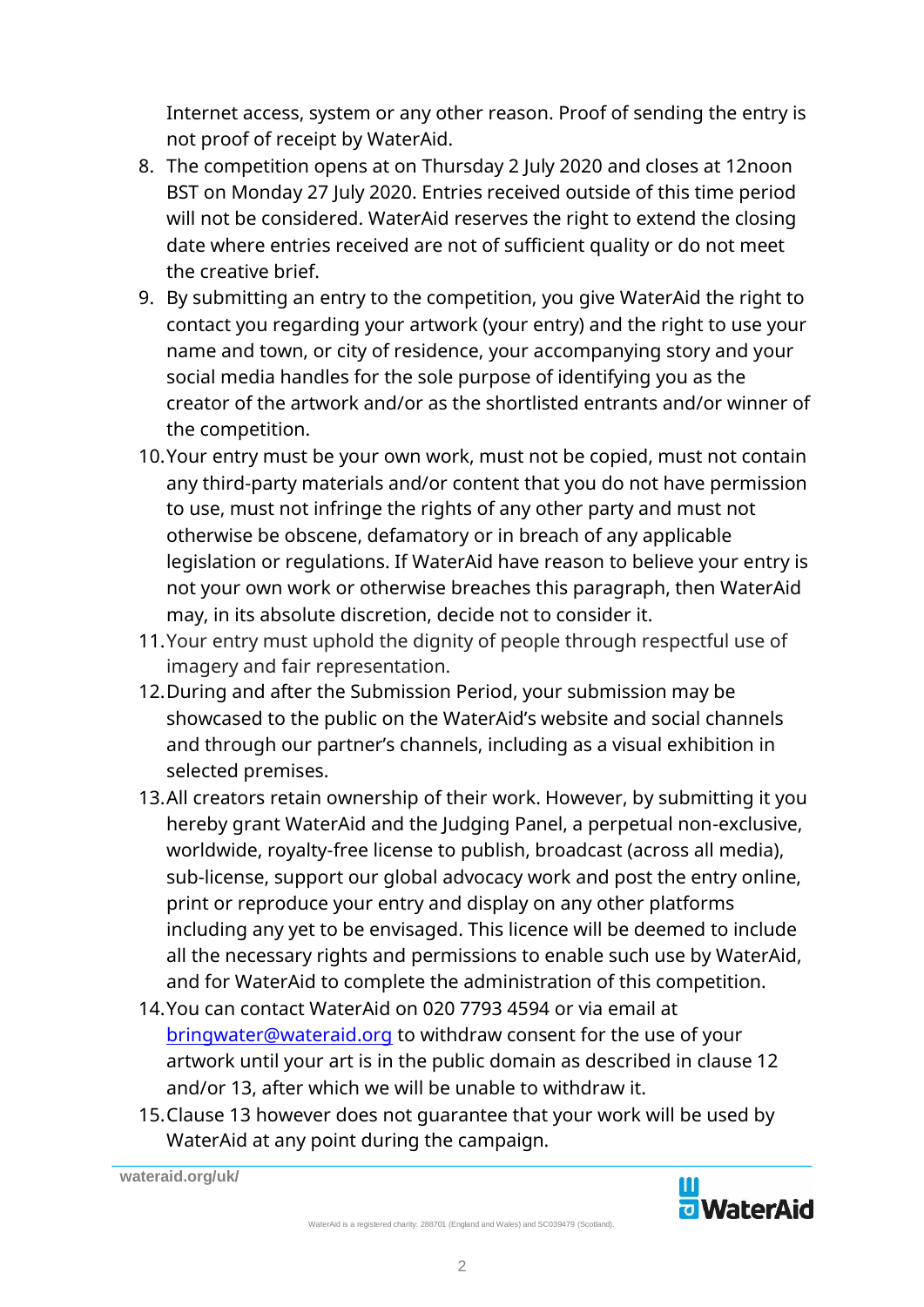Internet access, system or any other reason. Proof of sending the entry is not proof of receipt by WaterAid.

8. The competition opens at on Thursday 2 July 2020 and closes at 12noon BST on Monday 27 July 2020. Entries received outside of this time period will not be considered. WaterAid reserves the right to extend the closing date where entries received are not of sufficient quality or do not meet the creative brief.
9. By submitting an entry to the competition, you give WaterAid the right to contact you regarding your artwork (your entry) and the right to use your name and town, or city of residence, your accompanying story and your social media handles for the sole purpose of identifying you as the creator of the artwork and/or as the shortlisted entrants and/or winner of the competition.
10. Your entry must be your own work, must not be copied, must not contain any third-party materials and/or content that you do not have permission to use, must not infringe the rights of any other party and must not otherwise be obscene, defamatory or in breach of any applicable legislation or regulations. If WaterAid have reason to believe your entry is not your own work or otherwise breaches this paragraph, then WaterAid may, in its absolute discretion, decide not to consider it.
11. Your entry must uphold the dignity of people through respectful use of imagery and fair representation.
12. During and after the Submission Period, your submission may be showcased to the public on the WaterAid's website and social channels and through our partner's channels, including as a visual exhibition in selected premises.
13. All creators retain ownership of their work. However, by submitting it you hereby grant WaterAid and the Judging Panel, a perpetual non-exclusive, worldwide, royalty-free license to publish, broadcast (across all media), sub-license, support our global advocacy work and post the entry online, print or reproduce your entry and display on any other platforms including any yet to be envisaged. This licence will be deemed to include all the necessary rights and permissions to enable such use by WaterAid, and for WaterAid to complete the administration of this competition.
14. You can contact WaterAid on 020 7793 4594 or via email at [bringwater@wateraid.org](mailto:bringwater@wateraid.org) to withdraw consent for the use of your artwork until your art is in the public domain as described in clause 12 and/or 13, after which we will be unable to withdraw it.
15. Clause 13 however does not guarantee that your work will be used by WaterAid at any point during the campaign.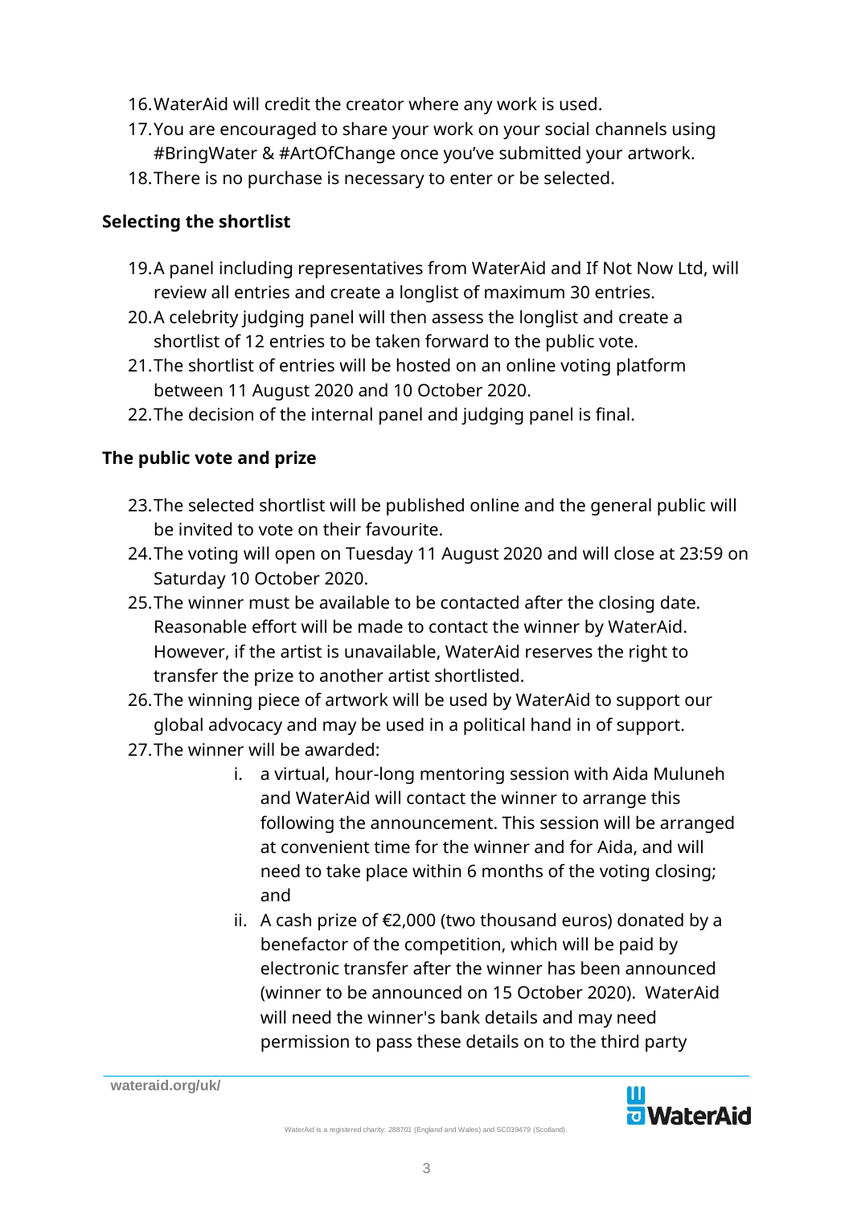16. WaterAid will credit the creator where any work is used.
17. You are encouraged to share your work on your social channels using #BringWater & #ArtOfChange once you've submitted your artwork.
18. There is no purchase is necessary to enter or be selected.

**Selecting the shortlist**

19. A panel including representatives from WaterAid and If Not Now Ltd, will review all entries and create a longlist of maximum 30 entries.
20. A celebrity judging panel will then assess the longlist and create a shortlist of 12 entries to be taken forward to the public vote.
21. The shortlist of entries will be hosted on an online voting platform between 11 August 2020 and 10 October 2020.
22. The decision of the internal panel and judging panel is final.

**The public vote and prize**

23. The selected shortlist will be published online and the general public will be invited to vote on their favourite.
24. The voting will open on Tuesday 11 August 2020 and will close at 23:59 on Saturday 10 October 2020.
25. The winner must be available to be contacted after the closing date. Reasonable effort will be made to contact the winner by WaterAid. However, if the artist is unavailable, WaterAid reserves the right to transfer the prize to another artist shortlisted.
26. The winning piece of artwork will be used by WaterAid to support our global advocacy and may be used in a political hand in of support.
27. The winner will be awarded:
    i. a virtual, hour-long mentoring session with Aida Muluneh and WaterAid will contact the winner to arrange this following the announcement. This session will be arranged at convenient time for the winner and for Aida, and will need to take place within 6 months of the voting closing; and
    ii. A cash prize of €2,000 (two thousand euros) donated by a benefactor of the competition, which will be paid by electronic transfer after the winner has been announced (winner to be announced on 15 October 2020). WaterAid will need the winner's bank details and may need permission to pass these details on to the third party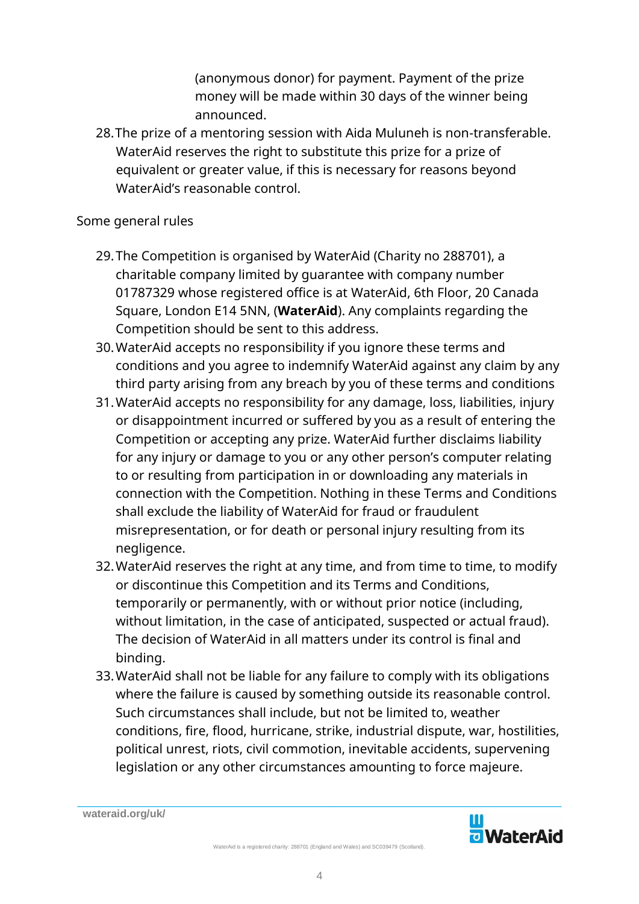(anonymous donor) for payment. Payment of the prize money will be made within 30 days of the winner being announced.

28. The prize of a mentoring session with Aida Muluneh is non-transferable. WaterAid reserves the right to substitute this prize for a prize of equivalent or greater value, if this is necessary for reasons beyond WaterAid's reasonable control.

Some general rules

29. The Competition is organised by WaterAid (Charity no 288701), a charitable company limited by guarantee with company number 01787329 whose registered office is at WaterAid, 6th Floor, 20 Canada Square, London E14 5NN, (**WaterAid**). Any complaints regarding the Competition should be sent to this address.
30. WaterAid accepts no responsibility if you ignore these terms and conditions and you agree to indemnify WaterAid against any claim by any third party arising from any breach by you of these terms and conditions
31. WaterAid accepts no responsibility for any damage, loss, liabilities, injury or disappointment incurred or suffered by you as a result of entering the Competition or accepting any prize. WaterAid further disclaims liability for any injury or damage to you or any other person's computer relating to or resulting from participation in or downloading any materials in connection with the Competition. Nothing in these Terms and Conditions shall exclude the liability of WaterAid for fraud or fraudulent misrepresentation, or for death or personal injury resulting from its negligence.
32. WaterAid reserves the right at any time, and from time to time, to modify or discontinue this Competition and its Terms and Conditions, temporarily or permanently, with or without prior notice (including, without limitation, in the case of anticipated, suspected or actual fraud). The decision of WaterAid in all matters under its control is final and binding.
33. WaterAid shall not be liable for any failure to comply with its obligations where the failure is caused by something outside its reasonable control. Such circumstances shall include, but not be limited to, weather conditions, fire, flood, hurricane, strike, industrial dispute, war, hostilities, political unrest, riots, civil commotion, inevitable accidents, supervening legislation or any other circumstances amounting to force majeure.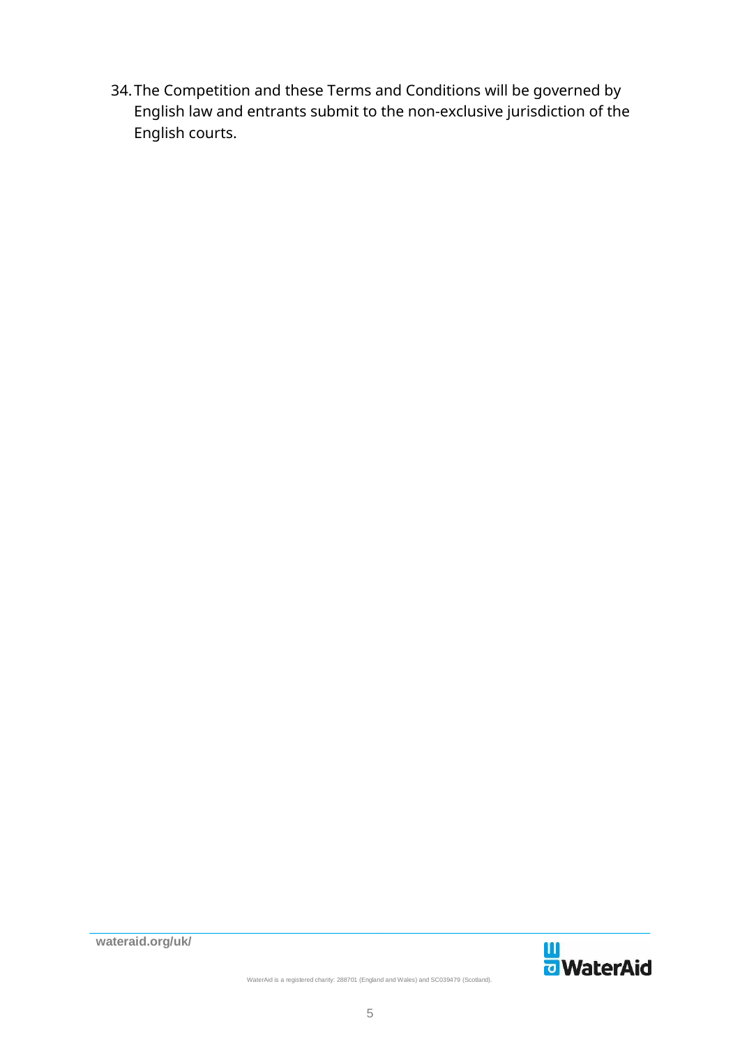34. The Competition and these Terms and Conditions will be governed by English law and entrants submit to the non-exclusive jurisdiction of the English courts.